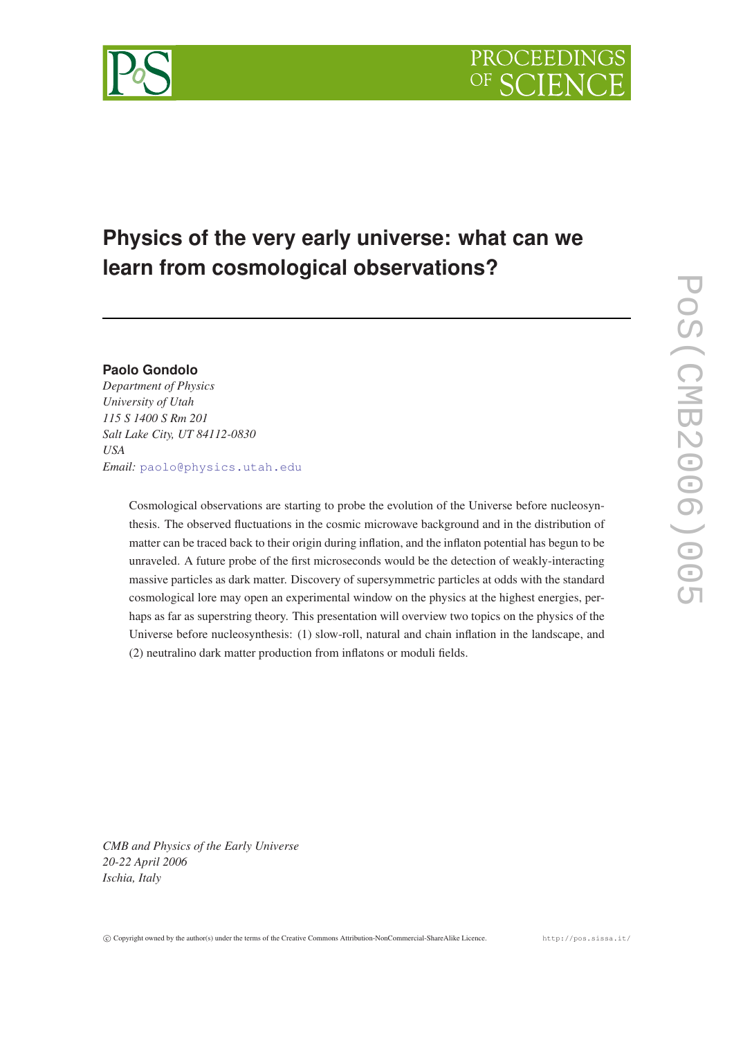# Physics of the very early universe: what can we learn from cosmological observations?

**Paolo Gondolo**

*Department of Physics*
*University of Utah*
*115 S 1400 S Rm 201*
*Salt Lake City, UT 84112-0830*
*USA*
*Email:* paolo@physics.utah.edu

Cosmological observations are starting to probe the evolution of the Universe before nucleosynthesis. The observed fluctuations in the cosmic microwave background and in the distribution of matter can be traced back to their origin during inflation, and the inflaton potential has begun to be unraveled. A future probe of the first microseconds would be the detection of weakly-interacting massive particles as dark matter. Discovery of supersymmetric particles at odds with the standard cosmological lore may open an experimental window on the physics at the highest energies, perhaps as far as superstring theory. This presentation will overview two topics on the physics of the Universe before nucleosynthesis: (1) slow-roll, natural and chain inflation in the landscape, and (2) neutralino dark matter production from inflatons or moduli fields.

*CMB and Physics of the Early Universe*
*20-22 April 2006*
*Ischia, Italy*

© Copyright owned by the author(s) under the terms of the Creative Commons Attribution-NonCommercial-ShareAlike Licence. http://pos.sissa.it/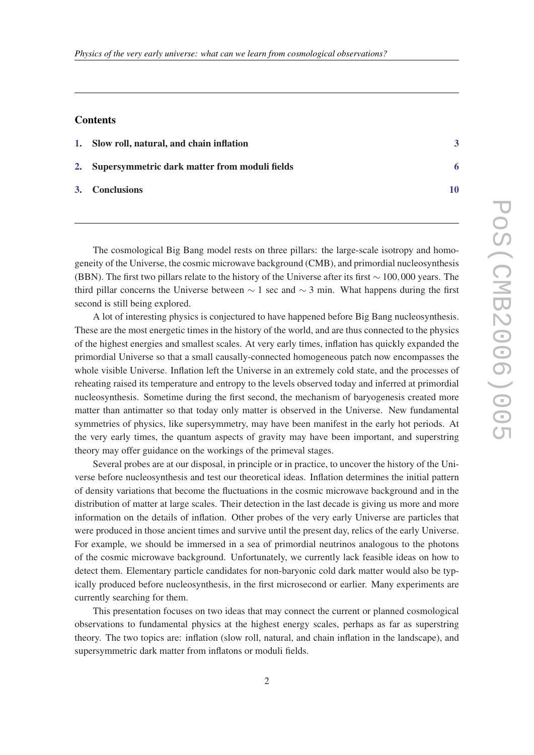## Contents

1. Slow roll, natural, and chain inflation — 3
2. Supersymmetric dark matter from moduli fields — 6
3. Conclusions — 10

The cosmological Big Bang model rests on three pillars: the large-scale isotropy and homogeneity of the Universe, the cosmic microwave background (CMB), and primordial nucleosynthesis (BBN). The first two pillars relate to the history of the Universe after its first $\sim 100,000$ years. The third pillar concerns the Universe between $\sim 1$ sec and $\sim 3$ min. What happens during the first second is still being explored.

A lot of interesting physics is conjectured to have happened before Big Bang nucleosynthesis. These are the most energetic times in the history of the world, and are thus connected to the physics of the highest energies and smallest scales. At very early times, inflation has quickly expanded the primordial Universe so that a small causally-connected homogeneous patch now encompasses the whole visible Universe. Inflation left the Universe in an extremely cold state, and the processes of reheating raised its temperature and entropy to the levels observed today and inferred at primordial nucleosynthesis. Sometime during the first second, the mechanism of baryogenesis created more matter than antimatter so that today only matter is observed in the Universe. New fundamental symmetries of physics, like supersymmetry, may have been manifest in the early hot periods. At the very early times, the quantum aspects of gravity may have been important, and superstring theory may offer guidance on the workings of the primeval stages.

Several probes are at our disposal, in principle or in practice, to uncover the history of the Universe before nucleosynthesis and test our theoretical ideas. Inflation determines the initial pattern of density variations that become the fluctuations in the cosmic microwave background and in the distribution of matter at large scales. Their detection in the last decade is giving us more and more information on the details of inflation. Other probes of the very early Universe are particles that were produced in those ancient times and survive until the present day, relics of the early Universe. For example, we should be immersed in a sea of primordial neutrinos analogous to the photons of the cosmic microwave background. Unfortunately, we currently lack feasible ideas on how to detect them. Elementary particle candidates for non-baryonic cold dark matter would also be typically produced before nucleosynthesis, in the first microsecond or earlier. Many experiments are currently searching for them.

This presentation focuses on two ideas that may connect the current or planned cosmological observations to fundamental physics at the highest energy scales, perhaps as far as superstring theory. The two topics are: inflation (slow roll, natural, and chain inflation in the landscape), and supersymmetric dark matter from inflatons or moduli fields.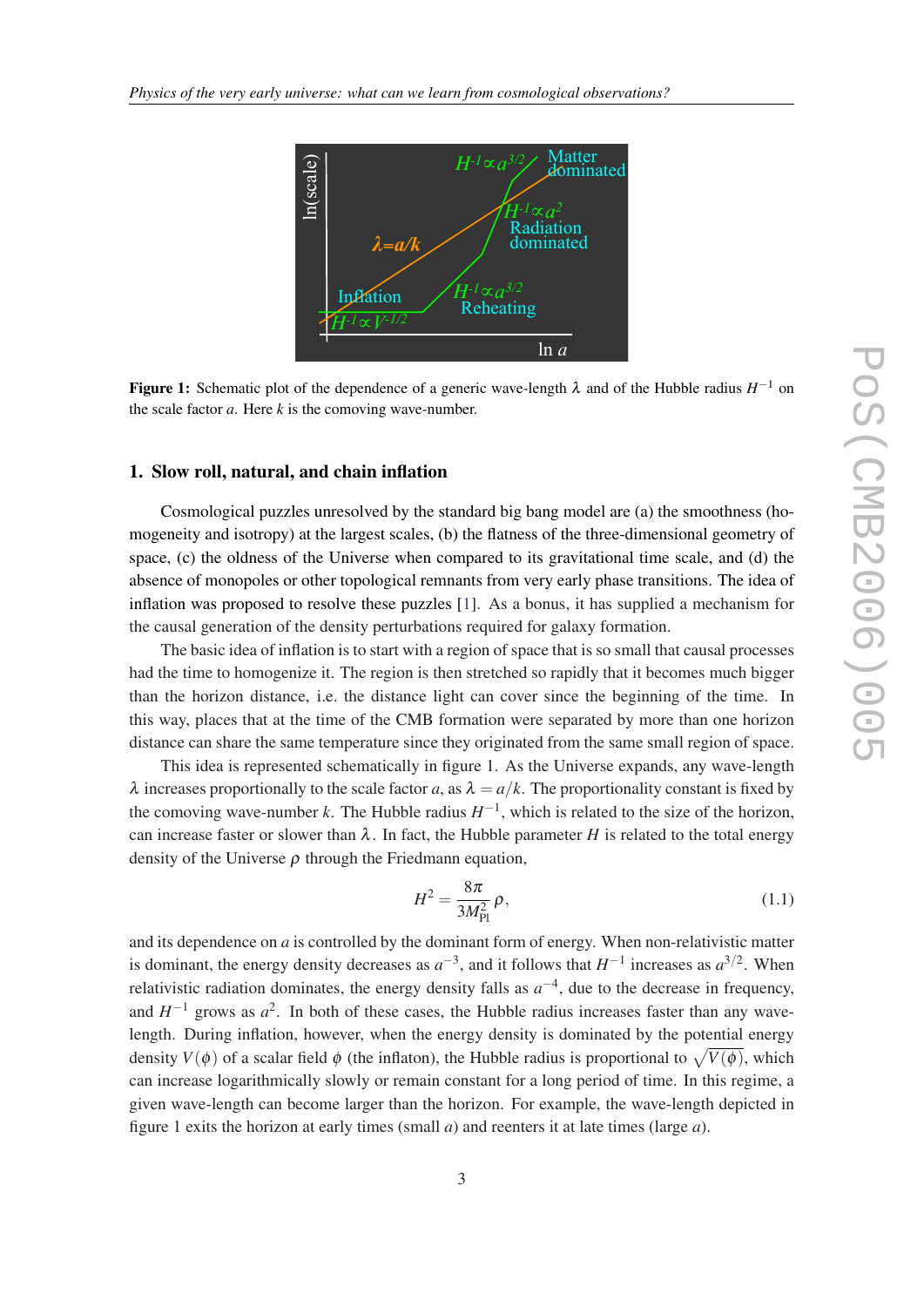**Figure 1:** Schematic plot of the dependence of a generic wave-length $\lambda$ and of the Hubble radius $H^{-1}$ on the scale factor $a$. Here $k$ is the comoving wave-number.

## 1. Slow roll, natural, and chain inflation

Cosmological puzzles unresolved by the standard big bang model are (a) the smoothness (homogeneity and isotropy) at the largest scales, (b) the flatness of the three-dimensional geometry of space, (c) the oldness of the Universe when compared to its gravitational time scale, and (d) the absence of monopoles or other topological remnants from very early phase transitions. The idea of inflation was proposed to resolve these puzzles [1]. As a bonus, it has supplied a mechanism for the causal generation of the density perturbations required for galaxy formation.

The basic idea of inflation is to start with a region of space that is so small that causal processes had the time to homogenize it. The region is then stretched so rapidly that it becomes much bigger than the horizon distance, i.e. the distance light can cover since the beginning of the time. In this way, places that at the time of the CMB formation were separated by more than one horizon distance can share the same temperature since they originated from the same small region of space.

This idea is represented schematically in figure 1. As the Universe expands, any wave-length $\lambda$ increases proportionally to the scale factor $a$, as $\lambda = a/k$. The proportionality constant is fixed by the comoving wave-number $k$. The Hubble radius $H^{-1}$, which is related to the size of the horizon, can increase faster or slower than $\lambda$. In fact, the Hubble parameter $H$ is related to the total energy density of the Universe $\rho$ through the Friedmann equation,

$$H^2 = \frac{8\pi}{3M_{\rm Pl}^2}\rho, \tag{1.1}$$

and its dependence on $a$ is controlled by the dominant form of energy. When non-relativistic matter is dominant, the energy density decreases as $a^{-3}$, and it follows that $H^{-1}$ increases as $a^{3/2}$. When relativistic radiation dominates, the energy density falls as $a^{-4}$, due to the decrease in frequency, and $H^{-1}$ grows as $a^2$. In both of these cases, the Hubble radius increases faster than any wave-length. During inflation, however, when the energy density is dominated by the potential energy density $V(\phi)$ of a scalar field $\phi$ (the inflaton), the Hubble radius is proportional to $\sqrt{V(\phi)}$, which can increase logarithmically slowly or remain constant for a long period of time. In this regime, a given wave-length can become larger than the horizon. For example, the wave-length depicted in figure 1 exits the horizon at early times (small $a$) and reenters it at late times (large $a$).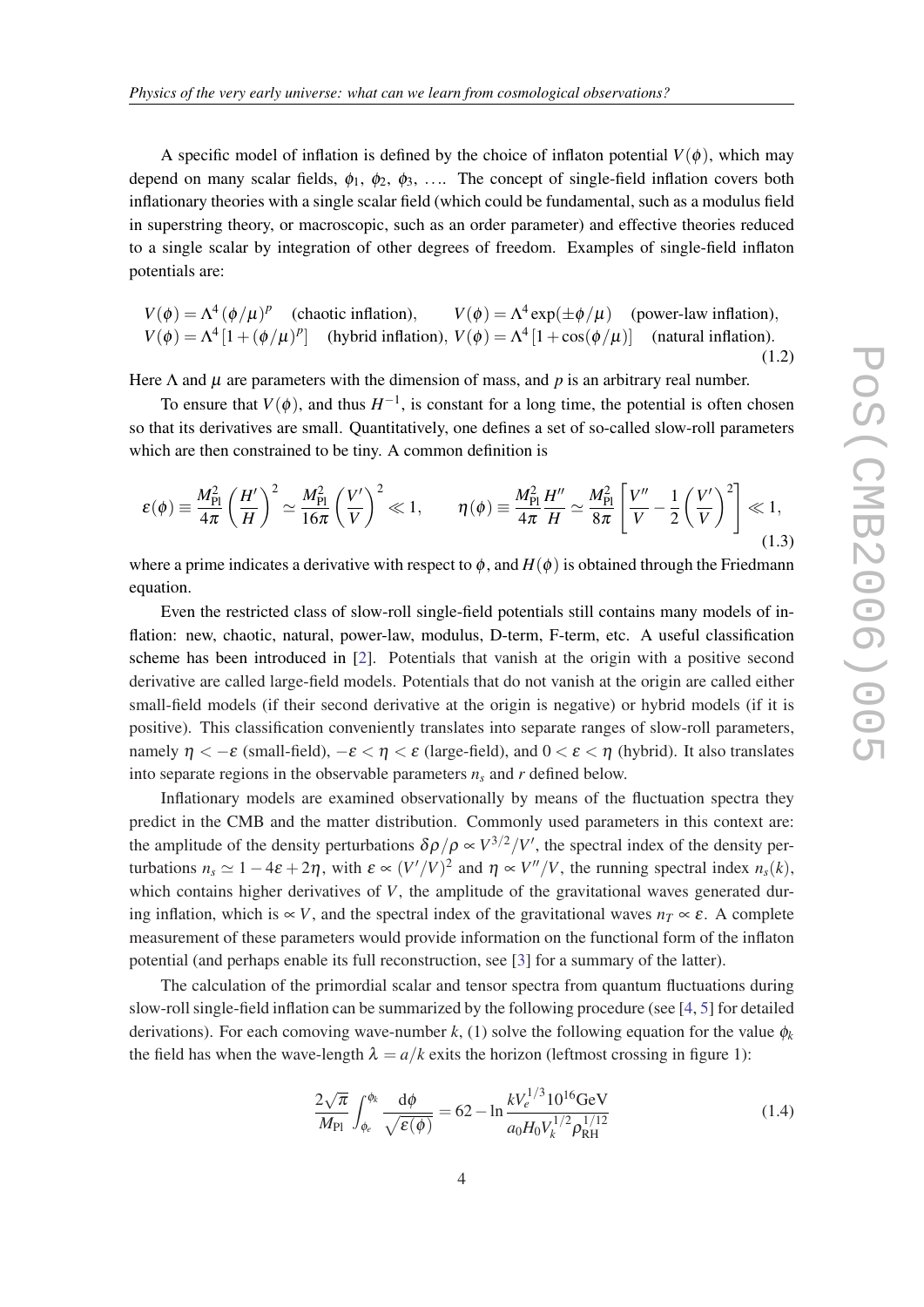A specific model of inflation is defined by the choice of inflaton potential $V(\phi)$, which may depend on many scalar fields, $\phi_1$, $\phi_2$, $\phi_3$, .... The concept of single-field inflation covers both inflationary theories with a single scalar field (which could be fundamental, such as a modulus field in superstring theory, or macroscopic, such as an order parameter) and effective theories reduced to a single scalar by integration of other degrees of freedom. Examples of single-field inflaton potentials are:

$$
\begin{aligned}
&V(\phi) = \Lambda^4 (\phi/\mu)^p \quad \text{(chaotic inflation)}, \qquad V(\phi) = \Lambda^4 \exp(\pm\phi/\mu) \quad \text{(power-law inflation)}, \\
&V(\phi) = \Lambda^4 [1 + (\phi/\mu)^p] \quad \text{(hybrid inflation)}, \; V(\phi) = \Lambda^4 [1 + \cos(\phi/\mu)] \quad \text{(natural inflation)}.
\end{aligned}
\tag{1.2}
$$

Here $\Lambda$ and $\mu$ are parameters with the dimension of mass, and $p$ is an arbitrary real number.

To ensure that $V(\phi)$, and thus $H^{-1}$, is constant for a long time, the potential is often chosen so that its derivatives are small. Quantitatively, one defines a set of so-called slow-roll parameters which are then constrained to be tiny. A common definition is

$$
\varepsilon(\phi) \equiv \frac{M_{\rm Pl}^2}{4\pi}\left(\frac{H'}{H}\right)^2 \simeq \frac{M_{\rm Pl}^2}{16\pi}\left(\frac{V'}{V}\right)^2 \ll 1, \qquad \eta(\phi) \equiv \frac{M_{\rm Pl}^2}{4\pi}\frac{H''}{H} \simeq \frac{M_{\rm Pl}^2}{8\pi}\left[\frac{V''}{V} - \frac{1}{2}\left(\frac{V'}{V}\right)^2\right] \ll 1,
\tag{1.3}
$$

where a prime indicates a derivative with respect to $\phi$, and $H(\phi)$ is obtained through the Friedmann equation.

Even the restricted class of slow-roll single-field potentials still contains many models of inflation: new, chaotic, natural, power-law, modulus, D-term, F-term, etc. A useful classification scheme has been introduced in [2]. Potentials that vanish at the origin with a positive second derivative are called large-field models. Potentials that do not vanish at the origin are called either small-field models (if their second derivative at the origin is negative) or hybrid models (if it is positive). This classification conveniently translates into separate ranges of slow-roll parameters, namely $\eta < -\varepsilon$ (small-field), $-\varepsilon < \eta < \varepsilon$ (large-field), and $0 < \varepsilon < \eta$ (hybrid). It also translates into separate regions in the observable parameters $n_s$ and $r$ defined below.

Inflationary models are examined observationally by means of the fluctuation spectra they predict in the CMB and the matter distribution. Commonly used parameters in this context are: the amplitude of the density perturbations $\delta\rho/\rho \propto V^{3/2}/V'$, the spectral index of the density perturbations $n_s \simeq 1 - 4\varepsilon + 2\eta$, with $\varepsilon \propto (V'/V)^2$ and $\eta \propto V''/V$, the running spectral index $n_s(k)$, which contains higher derivatives of $V$, the amplitude of the gravitational waves generated during inflation, which is $\propto V$, and the spectral index of the gravitational waves $n_T \propto \varepsilon$. A complete measurement of these parameters would provide information on the functional form of the inflaton potential (and perhaps enable its full reconstruction, see [3] for a summary of the latter).

The calculation of the primordial scalar and tensor spectra from quantum fluctuations during slow-roll single-field inflation can be summarized by the following procedure (see [4, 5] for detailed derivations). For each comoving wave-number $k$, (1) solve the following equation for the value $\phi_k$ the field has when the wave-length $\lambda = a/k$ exits the horizon (leftmost crossing in figure 1):

$$
\frac{2\sqrt{\pi}}{M_{\rm Pl}} \int_{\phi_e}^{\phi_k} \frac{{\rm d}\phi}{\sqrt{\varepsilon(\phi)}} = 62 - \ln \frac{k V_e^{1/3} 10^{16}{\rm GeV}}{a_0 H_0 V_k^{1/2} \rho_{\rm RH}^{1/12}}
\tag{1.4}
$$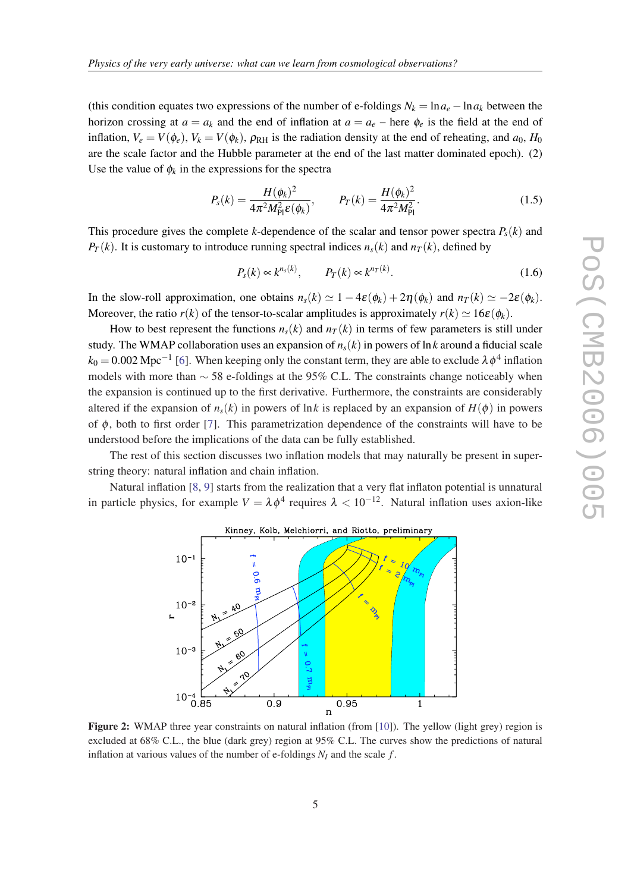(this condition equates two expressions of the number of e-foldings $N_k = \ln a_e - \ln a_k$ between the horizon crossing at $a = a_k$ and the end of inflation at $a = a_e$ – here $\phi_e$ is the field at the end of inflation, $V_e = V(\phi_e)$, $V_k = V(\phi_k)$, $\rho_{\rm RH}$ is the radiation density at the end of reheating, and $a_0$, $H_0$ are the scale factor and the Hubble parameter at the end of the last matter dominated epoch). (2) Use the value of $\phi_k$ in the expressions for the spectra

$$P_s(k) = \frac{H(\phi_k)^2}{4\pi^2 M_{\rm Pl}^2 \varepsilon(\phi_k)}, \qquad P_T(k) = \frac{H(\phi_k)^2}{4\pi^2 M_{\rm Pl}^2}. \tag{1.5}$$

This procedure gives the complete $k$-dependence of the scalar and tensor power spectra $P_s(k)$ and $P_T(k)$. It is customary to introduce running spectral indices $n_s(k)$ and $n_T(k)$, defined by

$$P_s(k) \propto k^{n_s(k)}, \qquad P_T(k) \propto k^{n_T(k)}. \tag{1.6}$$

In the slow-roll approximation, one obtains $n_s(k) \simeq 1 - 4\varepsilon(\phi_k) + 2\eta(\phi_k)$ and $n_T(k) \simeq -2\varepsilon(\phi_k)$. Moreover, the ratio $r(k)$ of the tensor-to-scalar amplitudes is approximately $r(k) \simeq 16\varepsilon(\phi_k)$.

How to best represent the functions $n_s(k)$ and $n_T(k)$ in terms of few parameters is still under study. The WMAP collaboration uses an expansion of $n_s(k)$ in powers of $\ln k$ around a fiducial scale $k_0 = 0.002$ Mpc$^{-1}$ [6]. When keeping only the constant term, they are able to exclude $\lambda\phi^4$ inflation models with more than $\sim 58$ e-foldings at the 95% C.L. The constraints change noticeably when the expansion is continued up to the first derivative. Furthermore, the constraints are considerably altered if the expansion of $n_s(k)$ in powers of $\ln k$ is replaced by an expansion of $H(\phi)$ in powers of $\phi$, both to first order [7]. This parametrization dependence of the constraints will have to be understood before the implications of the data can be fully established.

The rest of this section discusses two inflation models that may naturally be present in superstring theory: natural inflation and chain inflation.

Natural inflation [8, 9] starts from the realization that a very flat inflaton potential is unnatural in particle physics, for example $V = \lambda\phi^4$ requires $\lambda < 10^{-12}$. Natural inflation uses axion-like

**Figure 2:** WMAP three year constraints on natural inflation (from [10]). The yellow (light grey) region is excluded at 68% C.L., the blue (dark grey) region at 95% C.L. The curves show the predictions of natural inflation at various values of the number of e-foldings $N_I$ and the scale $f$.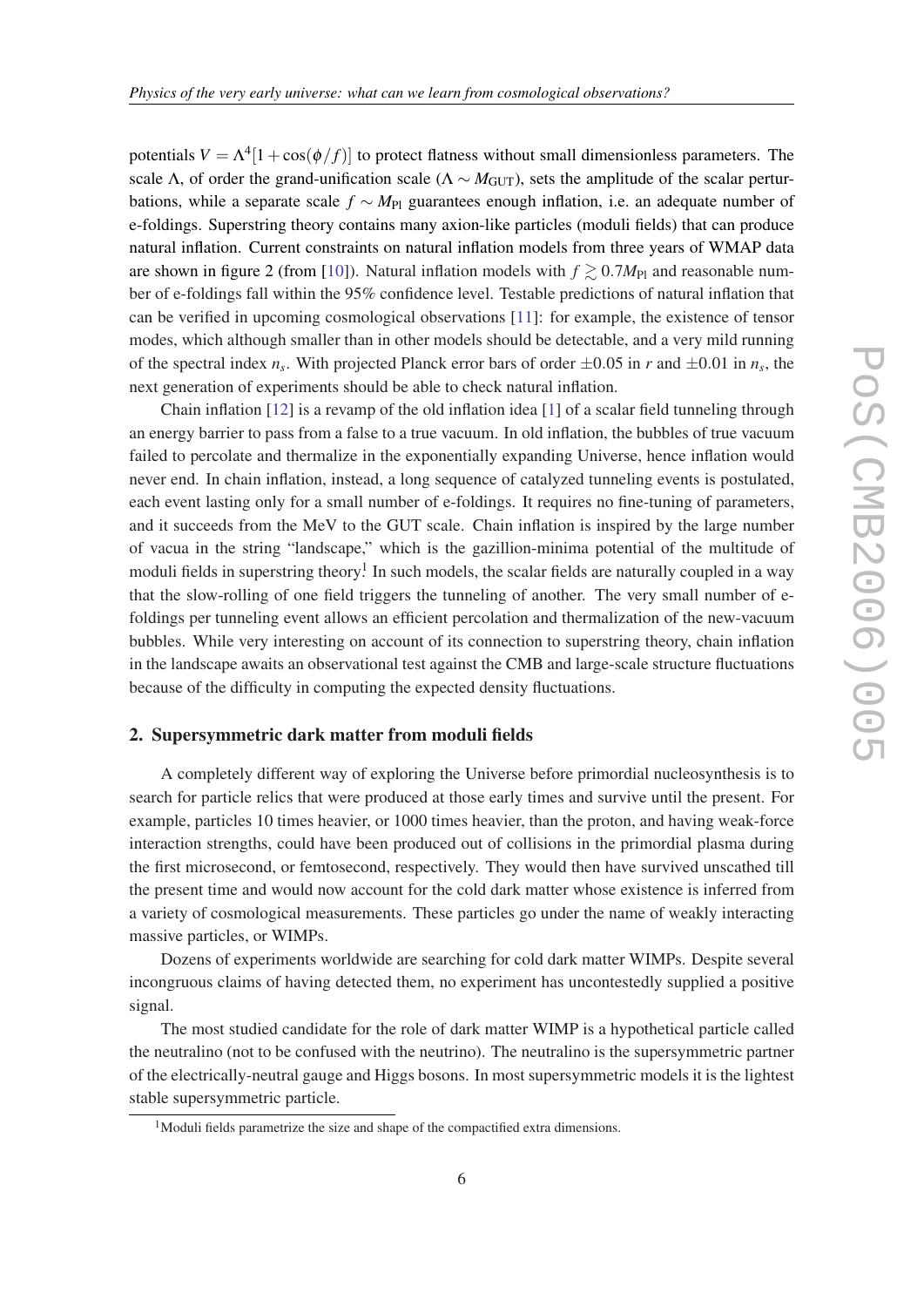potentials $V = \Lambda^4[1 + \cos(\phi/f)]$ to protect flatness without small dimensionless parameters. The scale $\Lambda$, of order the grand-unification scale ($\Lambda \sim M_{\rm GUT}$), sets the amplitude of the scalar perturbations, while a separate scale $f \sim M_{\rm Pl}$ guarantees enough inflation, i.e. an adequate number of e-foldings. Superstring theory contains many axion-like particles (moduli fields) that can produce natural inflation. Current constraints on natural inflation models from three years of WMAP data are shown in figure 2 (from [10]). Natural inflation models with $f \gtrsim 0.7 M_{\rm Pl}$ and reasonable number of e-foldings fall within the 95% confidence level. Testable predictions of natural inflation that can be verified in upcoming cosmological observations [11]: for example, the existence of tensor modes, which although smaller than in other models should be detectable, and a very mild running of the spectral index $n_s$. With projected Planck error bars of order $\pm 0.05$ in $r$ and $\pm 0.01$ in $n_s$, the next generation of experiments should be able to check natural inflation.

Chain inflation [12] is a revamp of the old inflation idea [1] of a scalar field tunneling through an energy barrier to pass from a false to a true vacuum. In old inflation, the bubbles of true vacuum failed to percolate and thermalize in the exponentially expanding Universe, hence inflation would never end. In chain inflation, instead, a long sequence of catalyzed tunneling events is postulated, each event lasting only for a small number of e-foldings. It requires no fine-tuning of parameters, and it succeeds from the MeV to the GUT scale. Chain inflation is inspired by the large number of vacua in the string "landscape," which is the gazillion-minima potential of the multitude of moduli fields in superstring theory[1]. In such models, the scalar fields are naturally coupled in a way that the slow-rolling of one field triggers the tunneling of another. The very small number of e-foldings per tunneling event allows an efficient percolation and thermalization of the new-vacuum bubbles. While very interesting on account of its connection to superstring theory, chain inflation in the landscape awaits an observational test against the CMB and large-scale structure fluctuations because of the difficulty in computing the expected density fluctuations.

## 2. Supersymmetric dark matter from moduli fields

A completely different way of exploring the Universe before primordial nucleosynthesis is to search for particle relics that were produced at those early times and survive until the present. For example, particles 10 times heavier, or 1000 times heavier, than the proton, and having weak-force interaction strengths, could have been produced out of collisions in the primordial plasma during the first microsecond, or femtosecond, respectively. They would then have survived unscathed till the present time and would now account for the cold dark matter whose existence is inferred from a variety of cosmological measurements. These particles go under the name of weakly interacting massive particles, or WIMPs.

Dozens of experiments worldwide are searching for cold dark matter WIMPs. Despite several incongruous claims of having detected them, no experiment has uncontestedly supplied a positive signal.

The most studied candidate for the role of dark matter WIMP is a hypothetical particle called the neutralino (not to be confused with the neutrino). The neutralino is the supersymmetric partner of the electrically-neutral gauge and Higgs bosons. In most supersymmetric models it is the lightest stable supersymmetric particle.

[1] Moduli fields parametrize the size and shape of the compactified extra dimensions.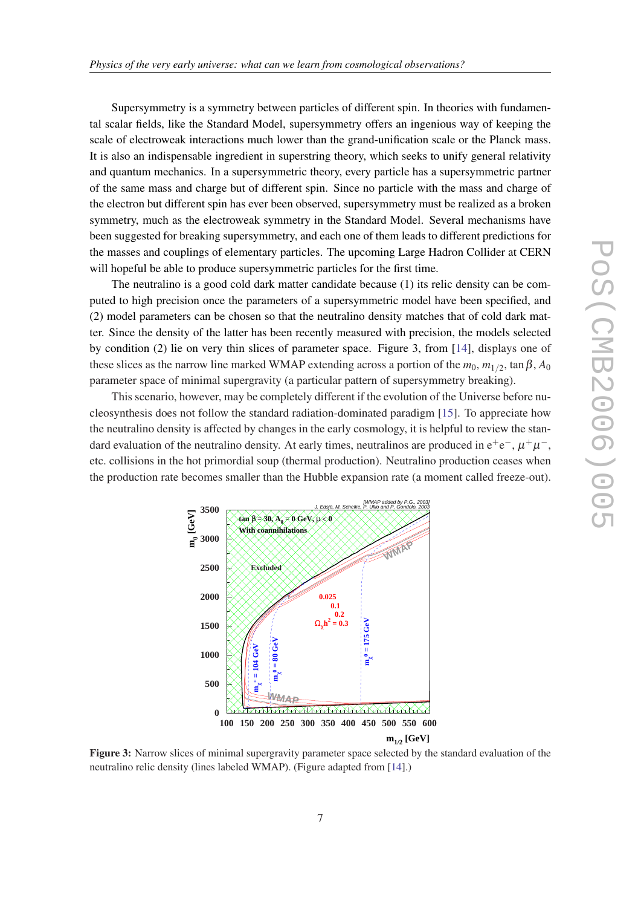Supersymmetry is a symmetry between particles of different spin. In theories with fundamental scalar fields, like the Standard Model, supersymmetry offers an ingenious way of keeping the scale of electroweak interactions much lower than the grand-unification scale or the Planck mass. It is also an indispensable ingredient in superstring theory, which seeks to unify general relativity and quantum mechanics. In a supersymmetric theory, every particle has a supersymmetric partner of the same mass and charge but of different spin. Since no particle with the mass and charge of the electron but different spin has ever been observed, supersymmetry must be realized as a broken symmetry, much as the electroweak symmetry in the Standard Model. Several mechanisms have been suggested for breaking supersymmetry, and each one of them leads to different predictions for the masses and couplings of elementary particles. The upcoming Large Hadron Collider at CERN will hopeful be able to produce supersymmetric particles for the first time.

The neutralino is a good cold dark matter candidate because (1) its relic density can be computed to high precision once the parameters of a supersymmetric model have been specified, and (2) model parameters can be chosen so that the neutralino density matches that of cold dark matter. Since the density of the latter has been recently measured with precision, the models selected by condition (2) lie on very thin slices of parameter space. Figure 3, from [14], displays one of these slices as the narrow line marked WMAP extending across a portion of the $m_0$, $m_{1/2}$, $\tan\beta$, $A_0$ parameter space of minimal supergravity (a particular pattern of supersymmetry breaking).

This scenario, however, may be completely different if the evolution of the Universe before nucleosynthesis does not follow the standard radiation-dominated paradigm [15]. To appreciate how the neutralino density is affected by changes in the early cosmology, it is helpful to review the standard evaluation of the neutralino density. At early times, neutralinos are produced in $e^+e^-$, $\mu^+\mu^-$, etc. collisions in the hot primordial soup (thermal production). Neutralino production ceases when the production rate becomes smaller than the Hubble expansion rate (a moment called freeze-out).

**Figure 3:** Narrow slices of minimal supergravity parameter space selected by the standard evaluation of the neutralino relic density (lines labeled WMAP). (Figure adapted from [14].)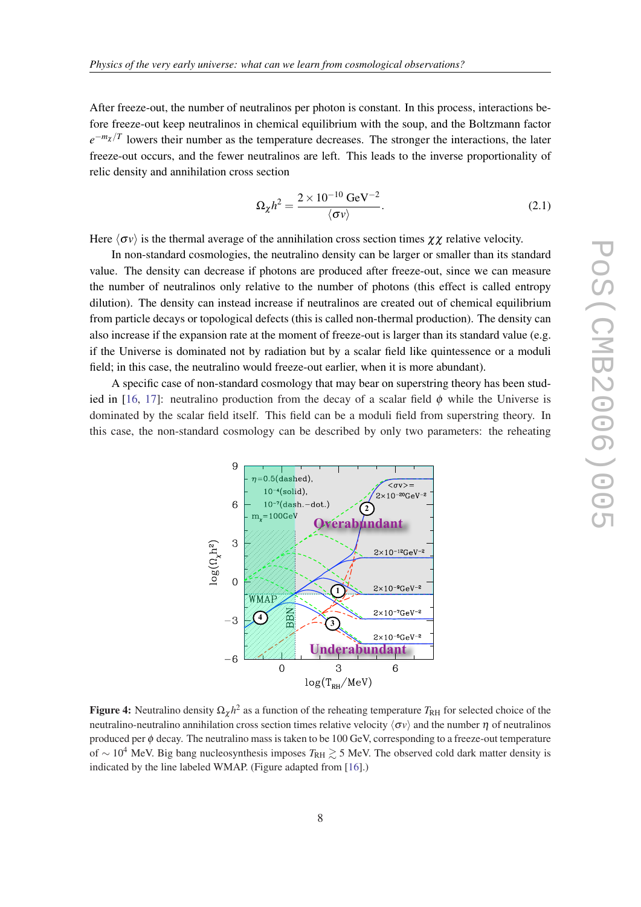After freeze-out, the number of neutralinos per photon is constant. In this process, interactions before freeze-out keep neutralinos in chemical equilibrium with the soup, and the Boltzmann factor $e^{-m_\chi/T}$ lowers their number as the temperature decreases. The stronger the interactions, the later freeze-out occurs, and the fewer neutralinos are left. This leads to the inverse proportionality of relic density and annihilation cross section

$$\Omega_\chi h^2 = \frac{2 \times 10^{-10}\ \text{GeV}^{-2}}{\langle \sigma v \rangle}. \tag{2.1}$$

Here $\langle \sigma v \rangle$ is the thermal average of the annihilation cross section times $\chi\chi$ relative velocity.

In non-standard cosmologies, the neutralino density can be larger or smaller than its standard value. The density can decrease if photons are produced after freeze-out, since we can measure the number of neutralinos only relative to the number of photons (this effect is called entropy dilution). The density can instead increase if neutralinos are created out of chemical equilibrium from particle decays or topological defects (this is called non-thermal production). The density can also increase if the expansion rate at the moment of freeze-out is larger than its standard value (e.g. if the Universe is dominated not by radiation but by a scalar field like quintessence or a moduli field; in this case, the neutralino would freeze-out earlier, when it is more abundant).

A specific case of non-standard cosmology that may bear on superstring theory has been studied in [16, 17]: neutralino production from the decay of a scalar field $\phi$ while the Universe is dominated by the scalar field itself. This field can be a moduli field from superstring theory. In this case, the non-standard cosmology can be described by only two parameters: the reheating

**Figure 4:** Neutralino density $\Omega_\chi h^2$ as a function of the reheating temperature $T_{\text{RH}}$ for selected choice of the neutralino-neutralino annihilation cross section times relative velocity $\langle \sigma v \rangle$ and the number $\eta$ of neutralinos produced per $\phi$ decay. The neutralino mass is taken to be 100 GeV, corresponding to a freeze-out temperature of $\sim 10^4$ MeV. Big bang nucleosynthesis imposes $T_{\text{RH}} \gtrsim 5$ MeV. The observed cold dark matter density is indicated by the line labeled WMAP. (Figure adapted from [16].)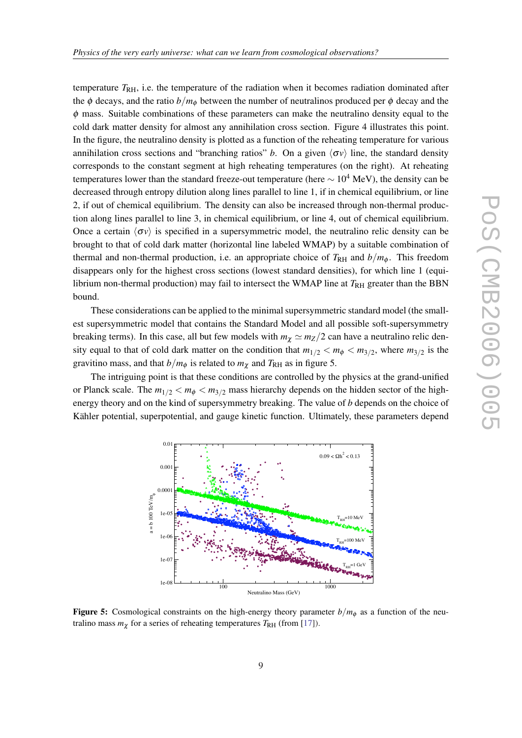temperature $T_{\rm RH}$, i.e. the temperature of the radiation when it becomes radiation dominated after the $\phi$ decays, and the ratio $b/m_\phi$ between the number of neutralinos produced per $\phi$ decay and the $\phi$ mass. Suitable combinations of these parameters can make the neutralino density equal to the cold dark matter density for almost any annihilation cross section. Figure 4 illustrates this point. In the figure, the neutralino density is plotted as a function of the reheating temperature for various annihilation cross sections and "branching ratios" $b$. On a given $\langle \sigma v \rangle$ line, the standard density corresponds to the constant segment at high reheating temperatures (on the right). At reheating temperatures lower than the standard freeze-out temperature (here $\sim 10^4$ MeV), the density can be decreased through entropy dilution along lines parallel to line 1, if in chemical equilibrium, or line 2, if out of chemical equilibrium. The density can also be increased through non-thermal production along lines parallel to line 3, in chemical equilibrium, or line 4, out of chemical equilibrium. Once a certain $\langle \sigma v \rangle$ is specified in a supersymmetric model, the neutralino relic density can be brought to that of cold dark matter (horizontal line labeled WMAP) by a suitable combination of thermal and non-thermal production, i.e. an appropriate choice of $T_{\rm RH}$ and $b/m_\phi$. This freedom disappears only for the highest cross sections (lowest standard densities), for which line 1 (equilibrium non-thermal production) may fail to intersect the WMAP line at $T_{\rm RH}$ greater than the BBN bound.

These considerations can be applied to the minimal supersymmetric standard model (the smallest supersymmetric model that contains the Standard Model and all possible soft-supersymmetry breaking terms). In this case, all but few models with $m_\chi \simeq m_Z/2$ can have a neutralino relic density equal to that of cold dark matter on the condition that $m_{1/2} < m_\phi < m_{3/2}$, where $m_{3/2}$ is the gravitino mass, and that $b/m_\phi$ is related to $m_\chi$ and $T_{\rm RH}$ as in figure 5.

The intriguing point is that these conditions are controlled by the physics at the grand-unified or Planck scale. The $m_{1/2} < m_\phi < m_{3/2}$ mass hierarchy depends on the hidden sector of the high-energy theory and on the kind of supersymmetry breaking. The value of $b$ depends on the choice of Kähler potential, superpotential, and gauge kinetic function. Ultimately, these parameters depend

**Figure 5:** Cosmological constraints on the high-energy theory parameter $b/m_\phi$ as a function of the neutralino mass $m_\chi$ for a series of reheating temperatures $T_{\rm RH}$ (from [17]).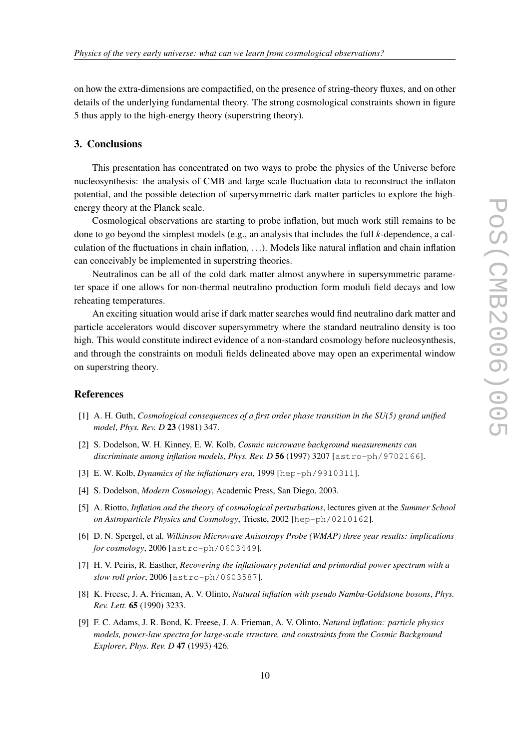on how the extra-dimensions are compactified, on the presence of string-theory fluxes, and on other details of the underlying fundamental theory. The strong cosmological constraints shown in figure 5 thus apply to the high-energy theory (superstring theory).

## 3. Conclusions

This presentation has concentrated on two ways to probe the physics of the Universe before nucleosynthesis: the analysis of CMB and large scale fluctuation data to reconstruct the inflaton potential, and the possible detection of supersymmetric dark matter particles to explore the high-energy theory at the Planck scale.

Cosmological observations are starting to probe inflation, but much work still remains to be done to go beyond the simplest models (e.g., an analysis that includes the full $k$-dependence, a calculation of the fluctuations in chain inflation, ...). Models like natural inflation and chain inflation can conceivably be implemented in superstring theories.

Neutralinos can be all of the cold dark matter almost anywhere in supersymmetric parameter space if one allows for non-thermal neutralino production form moduli field decays and low reheating temperatures.

An exciting situation would arise if dark matter searches would find neutralino dark matter and particle accelerators would discover supersymmetry where the standard neutralino density is too high. This would constitute indirect evidence of a non-standard cosmology before nucleosynthesis, and through the constraints on moduli fields delineated above may open an experimental window on superstring theory.

## References

[1] A. H. Guth, *Cosmological consequences of a first order phase transition in the SU(5) grand unified model*, *Phys. Rev. D* **23** (1981) 347.

[2] S. Dodelson, W. H. Kinney, E. W. Kolb, *Cosmic microwave background measurements can discriminate among inflation models*, *Phys. Rev. D* **56** (1997) 3207 [astro-ph/9702166].

[3] E. W. Kolb, *Dynamics of the inflationary era*, 1999 [hep-ph/9910311].

[4] S. Dodelson, *Modern Cosmology*, Academic Press, San Diego, 2003.

[5] A. Riotto, *Inflation and the theory of cosmological perturbations*, lectures given at the *Summer School on Astroparticle Physics and Cosmology*, Trieste, 2002 [hep-ph/0210162].

[6] D. N. Spergel, et al. *Wilkinson Microwave Anisotropy Probe (WMAP) three year results: implications for cosmology*, 2006 [astro-ph/0603449].

[7] H. V. Peiris, R. Easther, *Recovering the inflationary potential and primordial power spectrum with a slow roll prior*, 2006 [astro-ph/0603587].

[8] K. Freese, J. A. Frieman, A. V. Olinto, *Natural inflation with pseudo Nambu-Goldstone bosons*, *Phys. Rev. Lett.* **65** (1990) 3233.

[9] F. C. Adams, J. R. Bond, K. Freese, J. A. Frieman, A. V. Olinto, *Natural inflation: particle physics models, power-law spectra for large-scale structure, and constraints from the Cosmic Background Explorer*, *Phys. Rev. D* **47** (1993) 426.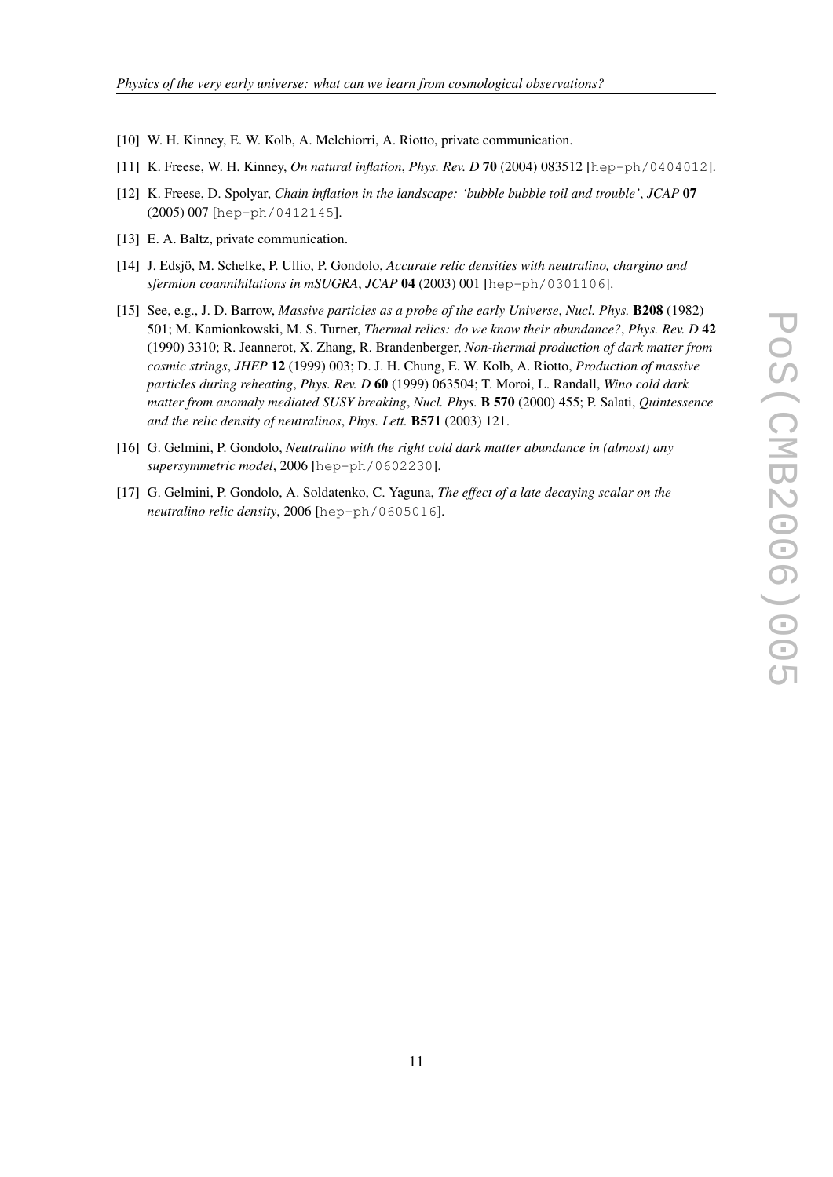[10] W. H. Kinney, E. W. Kolb, A. Melchiorri, A. Riotto, private communication.

[11] K. Freese, W. H. Kinney, *On natural inflation*, *Phys. Rev. D* **70** (2004) 083512 [hep-ph/0404012].

[12] K. Freese, D. Spolyar, *Chain inflation in the landscape: 'bubble bubble toil and trouble'*, *JCAP* **07** (2005) 007 [hep-ph/0412145].

[13] E. A. Baltz, private communication.

[14] J. Edsjö, M. Schelke, P. Ullio, P. Gondolo, *Accurate relic densities with neutralino, chargino and sfermion coannihilations in mSUGRA*, *JCAP* **04** (2003) 001 [hep-ph/0301106].

[15] See, e.g., J. D. Barrow, *Massive particles as a probe of the early Universe*, *Nucl. Phys.* **B208** (1982) 501; M. Kamionkowski, M. S. Turner, *Thermal relics: do we know their abundance?*, *Phys. Rev. D* **42** (1990) 3310; R. Jeannerot, X. Zhang, R. Brandenberger, *Non-thermal production of dark matter from cosmic strings*, *JHEP* **12** (1999) 003; D. J. H. Chung, E. W. Kolb, A. Riotto, *Production of massive particles during reheating*, *Phys. Rev. D* **60** (1999) 063504; T. Moroi, L. Randall, *Wino cold dark matter from anomaly mediated SUSY breaking*, *Nucl. Phys.* **B 570** (2000) 455; P. Salati, *Quintessence and the relic density of neutralinos*, *Phys. Lett.* **B571** (2003) 121.

[16] G. Gelmini, P. Gondolo, *Neutralino with the right cold dark matter abundance in (almost) any supersymmetric model*, 2006 [hep-ph/0602230].

[17] G. Gelmini, P. Gondolo, A. Soldatenko, C. Yaguna, *The effect of a late decaying scalar on the neutralino relic density*, 2006 [hep-ph/0605016].